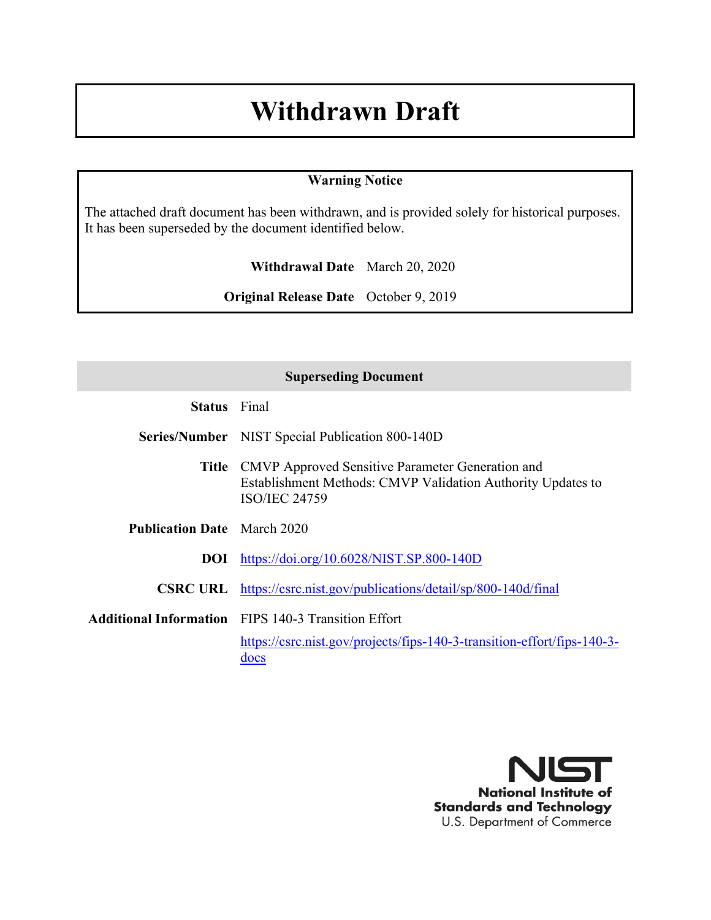# Withdrawn Draft

**Warning Notice**

The attached draft document has been withdrawn, and is provided solely for historical purposes. It has been superseded by the document identified below.

**Withdrawal Date** March 20, 2020

**Original Release Date** October 9, 2019

| Superseding Document | |
|---|---|
| **Status** | Final |
| **Series/Number** | NIST Special Publication 800-140D |
| **Title** | CMVP Approved Sensitive Parameter Generation and Establishment Methods: CMVP Validation Authority Updates to ISO/IEC 24759 |
| **Publication Date** | March 2020 |
| **DOI** | https://doi.org/10.6028/NIST.SP.800-140D |
| **CSRC URL** | https://csrc.nist.gov/publications/detail/sp/800-140d/final |
| **Additional Information** | FIPS 140-3 Transition Effort<br>https://csrc.nist.gov/projects/fips-140-3-transition-effort/fips-140-3-docs |

**National Institute of Standards and Technology**
U.S. Department of Commerce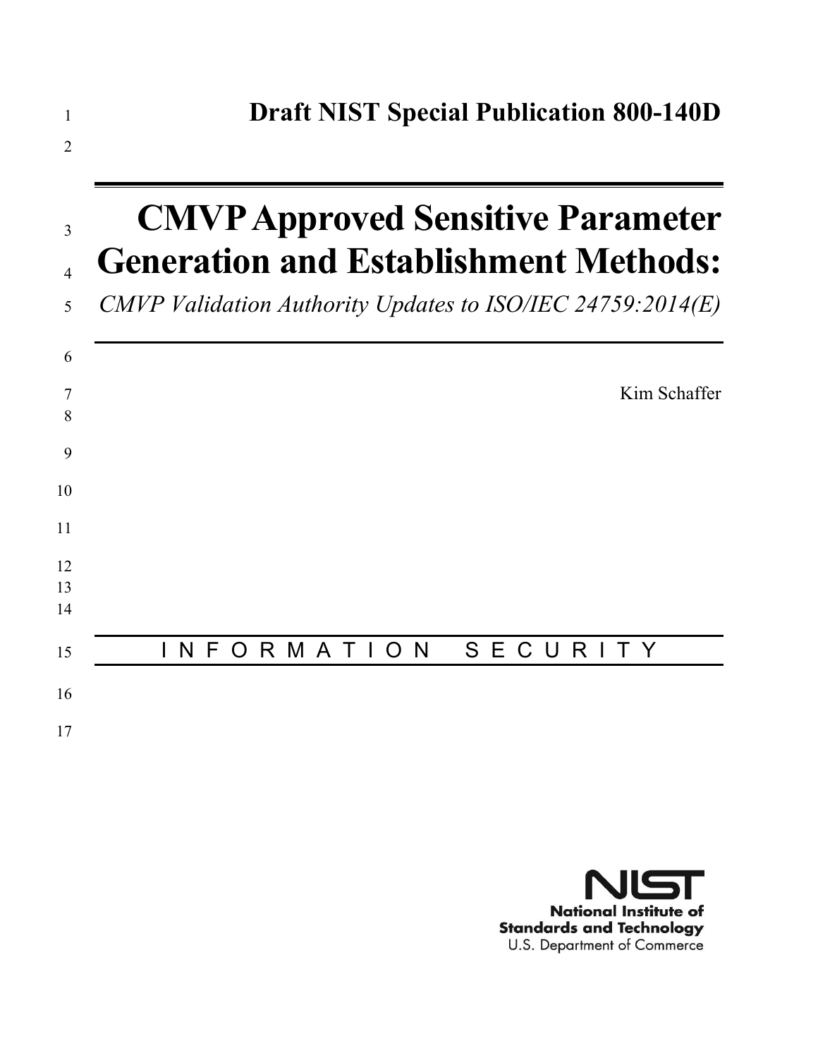**Draft NIST Special Publication 800-140D**

# CMVP Approved Sensitive Parameter Generation and Establishment Methods:

*CMVP Validation Authority Updates to ISO/IEC 24759:2014(E)*

Kim Schaffer

I N F O R M A T I O N   S E C U R I T Y

**National Institute of Standards and Technology**
U.S. Department of Commerce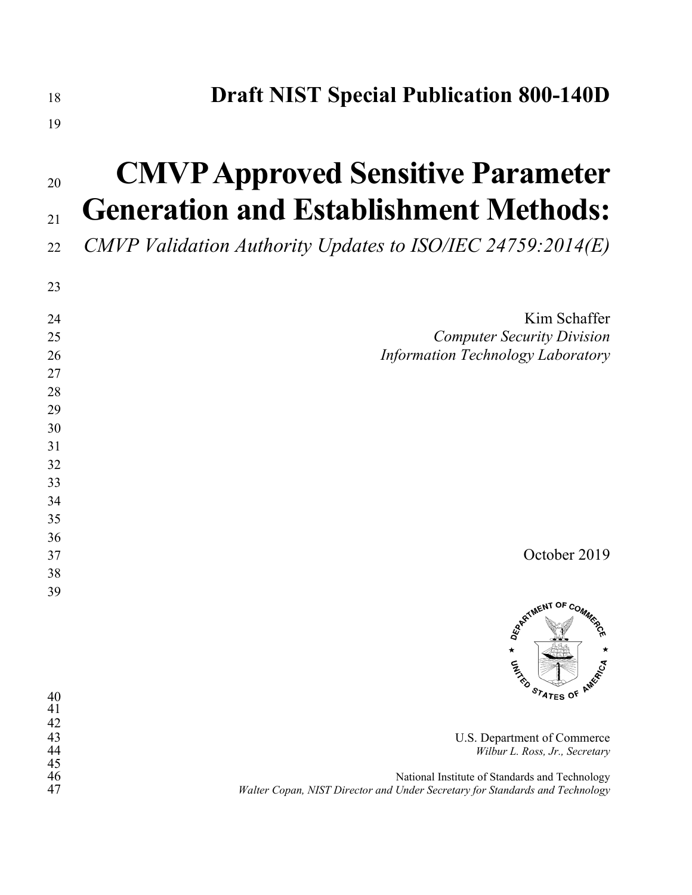# Draft NIST Special Publication 800-140D

# CMVP Approved Sensitive Parameter Generation and Establishment Methods:

*CMVP Validation Authority Updates to ISO/IEC 24759:2014(E)*

Kim Schaffer
*Computer Security Division*
*Information Technology Laboratory*

October 2019

U.S. Department of Commerce
*Wilbur L. Ross, Jr., Secretary*

National Institute of Standards and Technology
*Walter Copan, NIST Director and Under Secretary for Standards and Technology*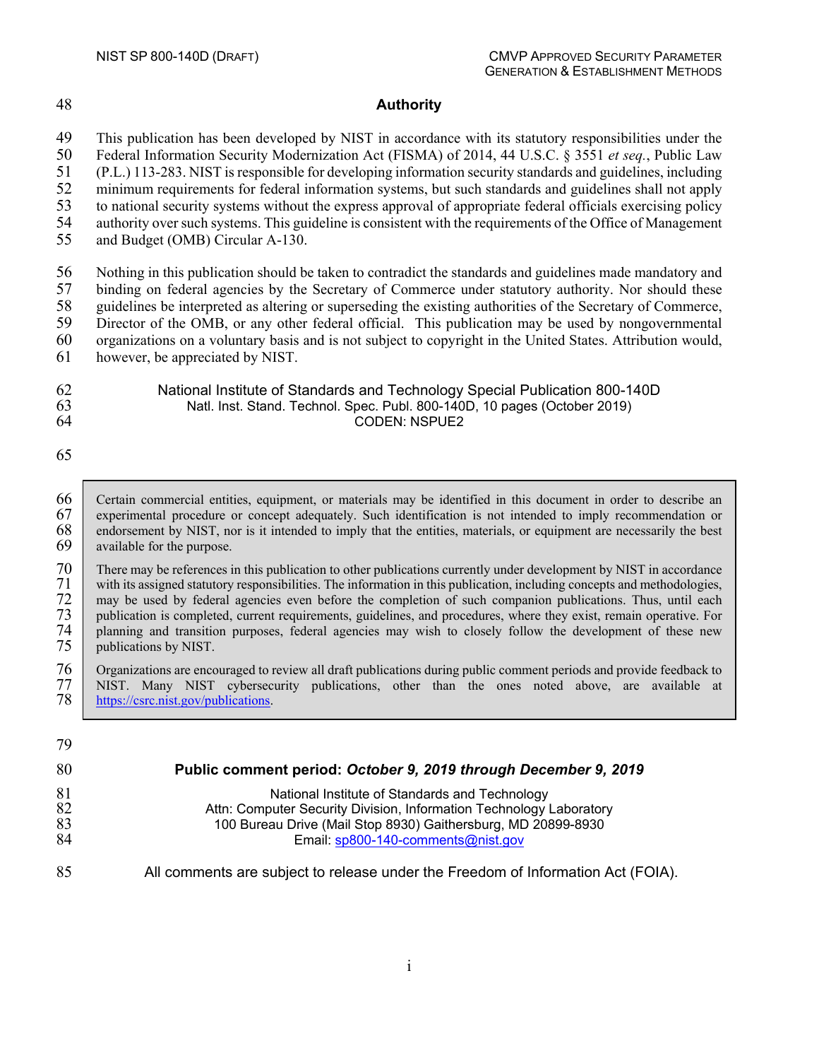## Authority

This publication has been developed by NIST in accordance with its statutory responsibilities under the Federal Information Security Modernization Act (FISMA) of 2014, 44 U.S.C. § 3551 *et seq.*, Public Law (P.L.) 113-283. NIST is responsible for developing information security standards and guidelines, including minimum requirements for federal information systems, but such standards and guidelines shall not apply to national security systems without the express approval of appropriate federal officials exercising policy authority over such systems. This guideline is consistent with the requirements of the Office of Management and Budget (OMB) Circular A-130.

Nothing in this publication should be taken to contradict the standards and guidelines made mandatory and binding on federal agencies by the Secretary of Commerce under statutory authority. Nor should these guidelines be interpreted as altering or superseding the existing authorities of the Secretary of Commerce, Director of the OMB, or any other federal official. This publication may be used by nongovernmental organizations on a voluntary basis and is not subject to copyright in the United States. Attribution would, however, be appreciated by NIST.

National Institute of Standards and Technology Special Publication 800-140D
Natl. Inst. Stand. Technol. Spec. Publ. 800-140D, 10 pages (October 2019)
CODEN: NSPUE2

Certain commercial entities, equipment, or materials may be identified in this document in order to describe an experimental procedure or concept adequately. Such identification is not intended to imply recommendation or endorsement by NIST, nor is it intended to imply that the entities, materials, or equipment are necessarily the best available for the purpose.

There may be references in this publication to other publications currently under development by NIST in accordance with its assigned statutory responsibilities. The information in this publication, including concepts and methodologies, may be used by federal agencies even before the completion of such companion publications. Thus, until each publication is completed, current requirements, guidelines, and procedures, where they exist, remain operative. For planning and transition purposes, federal agencies may wish to closely follow the development of these new publications by NIST.

Organizations are encouraged to review all draft publications during public comment periods and provide feedback to NIST. Many NIST cybersecurity publications, other than the ones noted above, are available at https://csrc.nist.gov/publications.

**Public comment period:** ***October 9, 2019 through December 9, 2019***

National Institute of Standards and Technology
Attn: Computer Security Division, Information Technology Laboratory
100 Bureau Drive (Mail Stop 8930) Gaithersburg, MD 20899-8930
Email: sp800-140-comments@nist.gov

All comments are subject to release under the Freedom of Information Act (FOIA).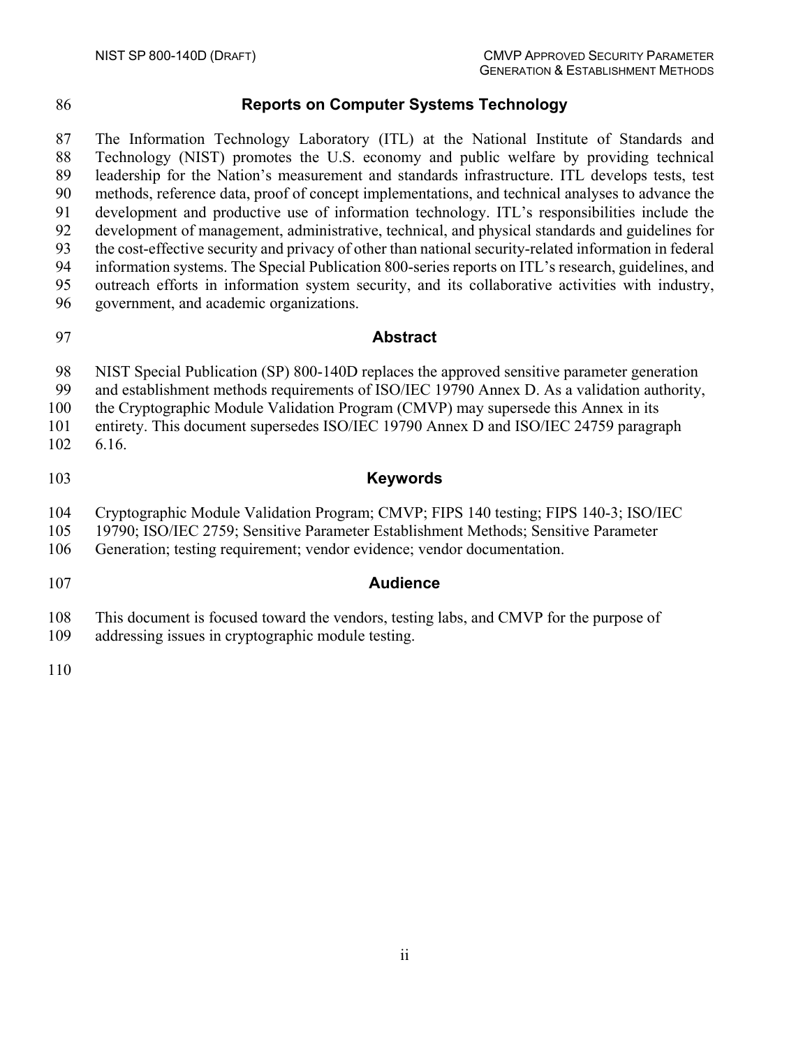## Reports on Computer Systems Technology

The Information Technology Laboratory (ITL) at the National Institute of Standards and Technology (NIST) promotes the U.S. economy and public welfare by providing technical leadership for the Nation's measurement and standards infrastructure. ITL develops tests, test methods, reference data, proof of concept implementations, and technical analyses to advance the development and productive use of information technology. ITL's responsibilities include the development of management, administrative, technical, and physical standards and guidelines for the cost-effective security and privacy of other than national security-related information in federal information systems. The Special Publication 800-series reports on ITL's research, guidelines, and outreach efforts in information system security, and its collaborative activities with industry, government, and academic organizations.

## Abstract

NIST Special Publication (SP) 800-140D replaces the approved sensitive parameter generation and establishment methods requirements of ISO/IEC 19790 Annex D. As a validation authority, the Cryptographic Module Validation Program (CMVP) may supersede this Annex in its entirety. This document supersedes ISO/IEC 19790 Annex D and ISO/IEC 24759 paragraph 6.16.

## Keywords

Cryptographic Module Validation Program; CMVP; FIPS 140 testing; FIPS 140-3; ISO/IEC 19790; ISO/IEC 2759; Sensitive Parameter Establishment Methods; Sensitive Parameter Generation; testing requirement; vendor evidence; vendor documentation.

## Audience

This document is focused toward the vendors, testing labs, and CMVP for the purpose of addressing issues in cryptographic module testing.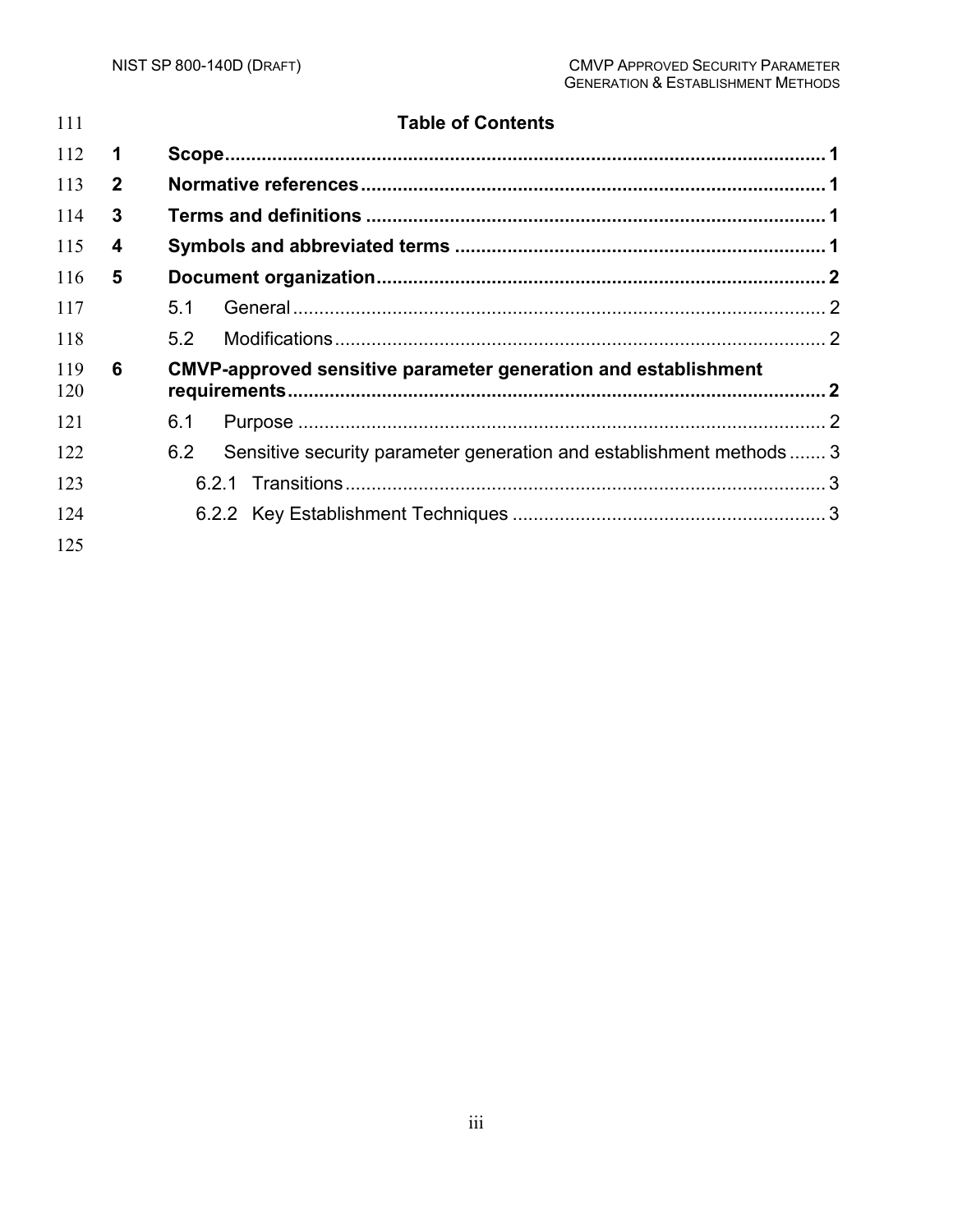## Table of Contents

**1 Scope** ... **1**

**2 Normative references** ... **1**

**3 Terms and definitions** ... **1**

**4 Symbols and abbreviated terms** ... **1**

**5 Document organization** ... **2**

- 5.1 General ... 2
- 5.2 Modifications ... 2

**6 CMVP-approved sensitive parameter generation and establishment requirements** ... **2**

- 6.1 Purpose ... 2
- 6.2 Sensitive security parameter generation and establishment methods ... 3
  - 6.2.1 Transitions ... 3
  - 6.2.2 Key Establishment Techniques ... 3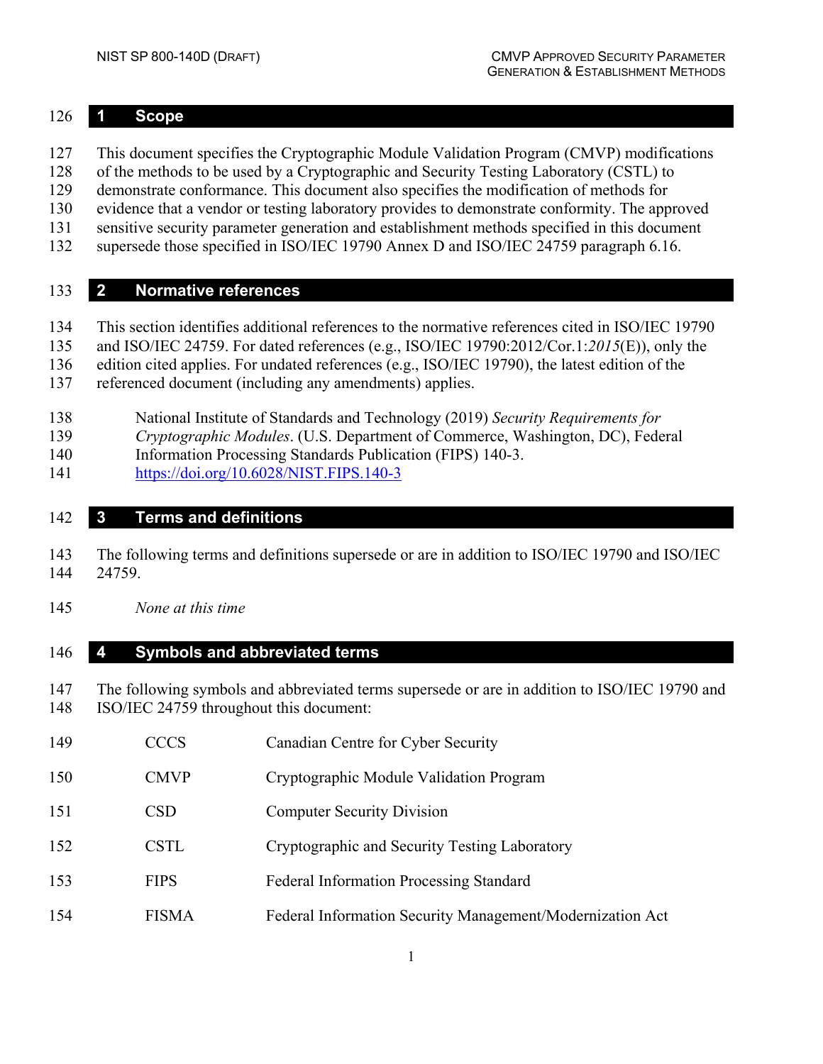# 1 Scope

This document specifies the Cryptographic Module Validation Program (CMVP) modifications of the methods to be used by a Cryptographic and Security Testing Laboratory (CSTL) to demonstrate conformance. This document also specifies the modification of methods for evidence that a vendor or testing laboratory provides to demonstrate conformity. The approved sensitive security parameter generation and establishment methods specified in this document supersede those specified in ISO/IEC 19790 Annex D and ISO/IEC 24759 paragraph 6.16.

# 2 Normative references

This section identifies additional references to the normative references cited in ISO/IEC 19790 and ISO/IEC 24759. For dated references (e.g., ISO/IEC 19790:2012/Cor.1:*2015*(E)), only the edition cited applies. For undated references (e.g., ISO/IEC 19790), the latest edition of the referenced document (including any amendments) applies.

National Institute of Standards and Technology (2019) *Security Requirements for Cryptographic Modules*. (U.S. Department of Commerce, Washington, DC), Federal Information Processing Standards Publication (FIPS) 140-3. https://doi.org/10.6028/NIST.FIPS.140-3

# 3 Terms and definitions

The following terms and definitions supersede or are in addition to ISO/IEC 19790 and ISO/IEC 24759.

*None at this time*

# 4 Symbols and abbreviated terms

The following symbols and abbreviated terms supersede or are in addition to ISO/IEC 19790 and ISO/IEC 24759 throughout this document:

| | |
|---|---|
| CCCS | Canadian Centre for Cyber Security |
| CMVP | Cryptographic Module Validation Program |
| CSD | Computer Security Division |
| CSTL | Cryptographic and Security Testing Laboratory |
| FIPS | Federal Information Processing Standard |
| FISMA | Federal Information Security Management/Modernization Act |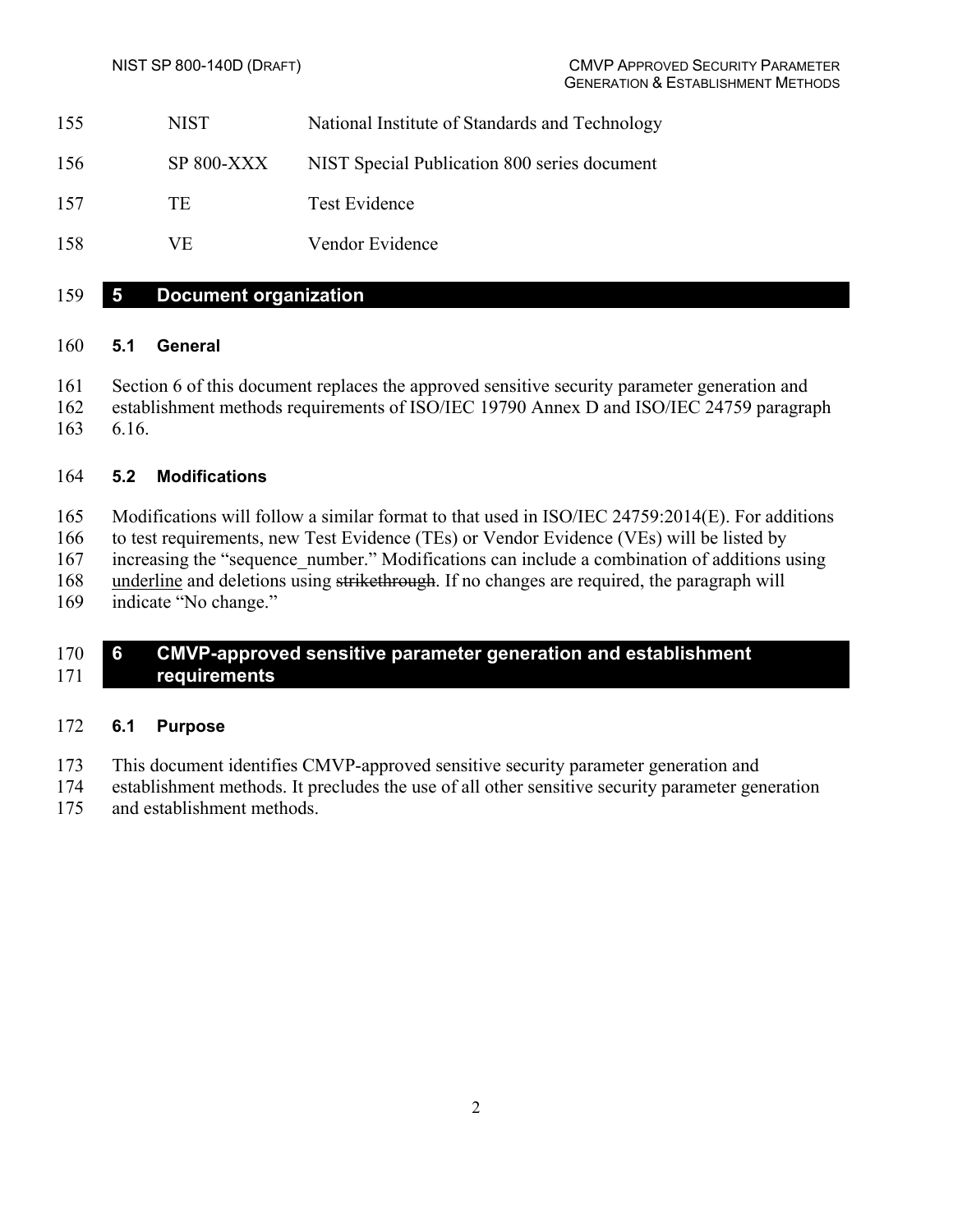| | |
|---|---|
| NIST | National Institute of Standards and Technology |
| SP 800-XXX | NIST Special Publication 800 series document |
| TE | Test Evidence |
| VE | Vendor Evidence |

# 5 Document organization

## 5.1 General

Section 6 of this document replaces the approved sensitive security parameter generation and establishment methods requirements of ISO/IEC 19790 Annex D and ISO/IEC 24759 paragraph 6.16.

## 5.2 Modifications

Modifications will follow a similar format to that used in ISO/IEC 24759:2014(E). For additions to test requirements, new Test Evidence (TEs) or Vendor Evidence (VEs) will be listed by increasing the "sequence_number." Modifications can include a combination of additions using <u>underline</u> and deletions using ~~strikethrough~~. If no changes are required, the paragraph will indicate "No change."

# 6 CMVP-approved sensitive parameter generation and establishment requirements

## 6.1 Purpose

This document identifies CMVP-approved sensitive security parameter generation and establishment methods. It precludes the use of all other sensitive security parameter generation and establishment methods.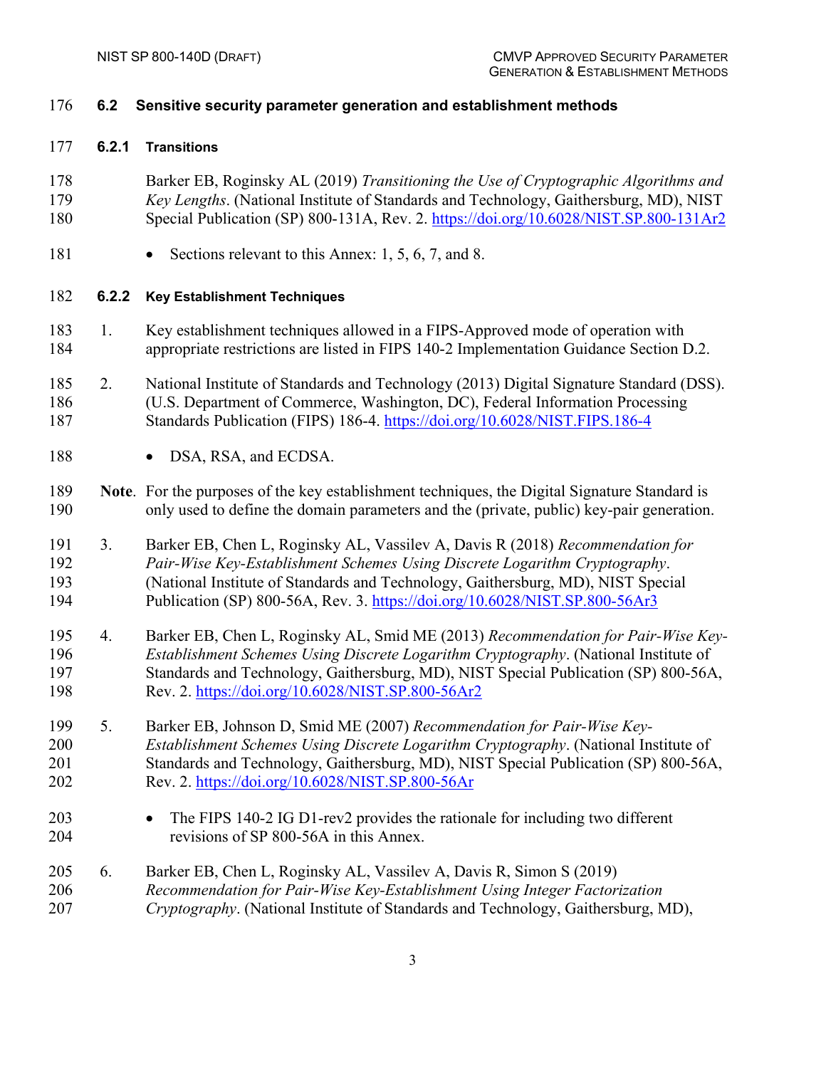### 6.2 Sensitive security parameter generation and establishment methods

#### 6.2.1 Transitions

Barker EB, Roginsky AL (2019) *Transitioning the Use of Cryptographic Algorithms and Key Lengths*. (National Institute of Standards and Technology, Gaithersburg, MD), NIST Special Publication (SP) 800-131A, Rev. 2. https://doi.org/10.6028/NIST.SP.800-131Ar2

- Sections relevant to this Annex: 1, 5, 6, 7, and 8.

#### 6.2.2 Key Establishment Techniques

1. Key establishment techniques allowed in a FIPS-Approved mode of operation with appropriate restrictions are listed in FIPS 140-2 Implementation Guidance Section D.2.

2. National Institute of Standards and Technology (2013) Digital Signature Standard (DSS). (U.S. Department of Commerce, Washington, DC), Federal Information Processing Standards Publication (FIPS) 186-4. https://doi.org/10.6028/NIST.FIPS.186-4

   - DSA, RSA, and ECDSA.

**Note**. For the purposes of the key establishment techniques, the Digital Signature Standard is only used to define the domain parameters and the (private, public) key-pair generation.

3. Barker EB, Chen L, Roginsky AL, Vassilev A, Davis R (2018) *Recommendation for Pair-Wise Key-Establishment Schemes Using Discrete Logarithm Cryptography*. (National Institute of Standards and Technology, Gaithersburg, MD), NIST Special Publication (SP) 800-56A, Rev. 3. https://doi.org/10.6028/NIST.SP.800-56Ar3

4. Barker EB, Chen L, Roginsky AL, Smid ME (2013) *Recommendation for Pair-Wise Key-Establishment Schemes Using Discrete Logarithm Cryptography*. (National Institute of Standards and Technology, Gaithersburg, MD), NIST Special Publication (SP) 800-56A, Rev. 2. https://doi.org/10.6028/NIST.SP.800-56Ar2

5. Barker EB, Johnson D, Smid ME (2007) *Recommendation for Pair-Wise Key-Establishment Schemes Using Discrete Logarithm Cryptography*. (National Institute of Standards and Technology, Gaithersburg, MD), NIST Special Publication (SP) 800-56A, Rev. 2. https://doi.org/10.6028/NIST.SP.800-56Ar

   - The FIPS 140-2 IG D1-rev2 provides the rationale for including two different revisions of SP 800-56A in this Annex.

6. Barker EB, Chen L, Roginsky AL, Vassilev A, Davis R, Simon S (2019) *Recommendation for Pair-Wise Key-Establishment Using Integer Factorization Cryptography*. (National Institute of Standards and Technology, Gaithersburg, MD),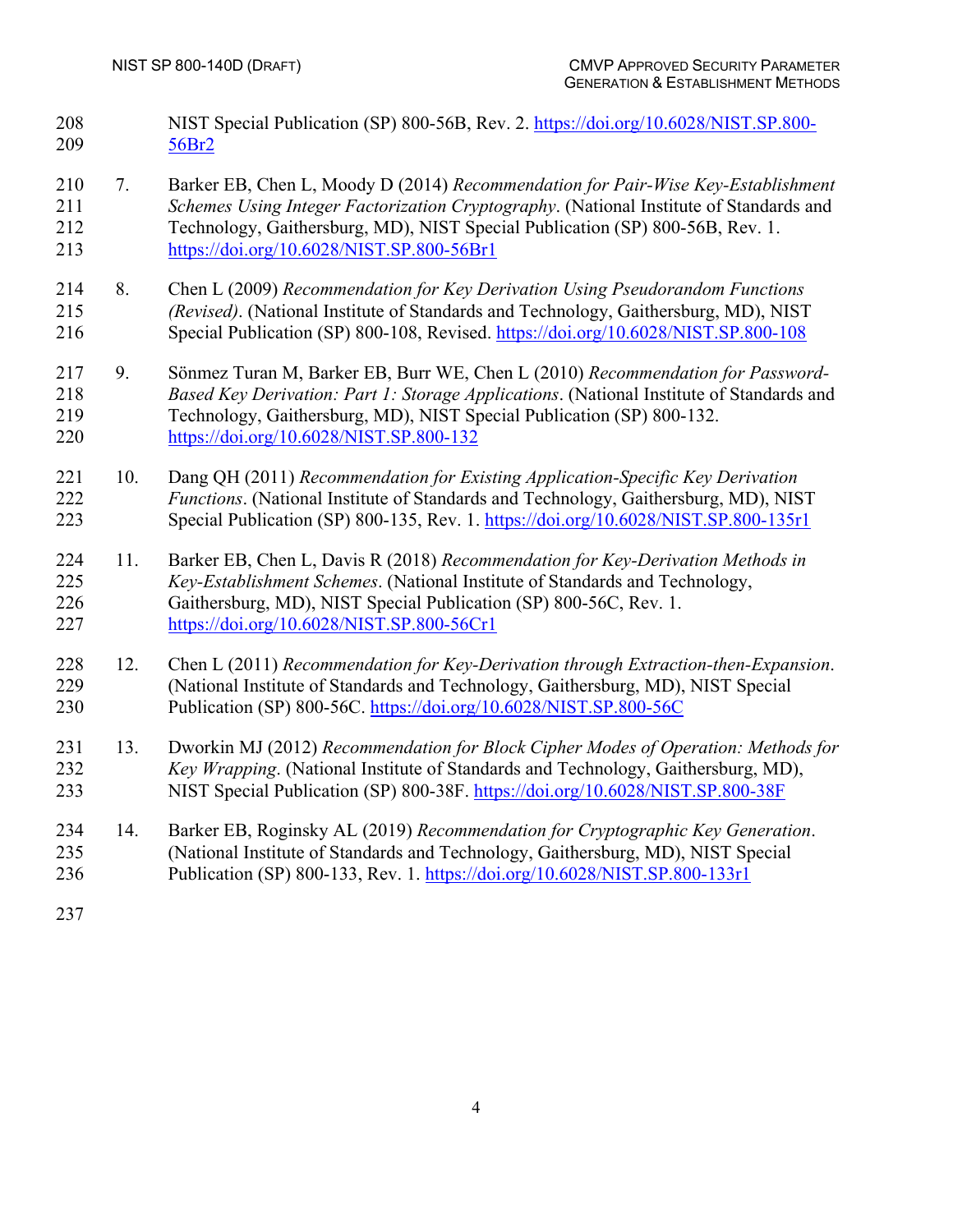NIST Special Publication (SP) 800-56B, Rev. 2. https://doi.org/10.6028/NIST.SP.800-56Br2

7. Barker EB, Chen L, Moody D (2014) *Recommendation for Pair-Wise Key-Establishment Schemes Using Integer Factorization Cryptography*. (National Institute of Standards and Technology, Gaithersburg, MD), NIST Special Publication (SP) 800-56B, Rev. 1. https://doi.org/10.6028/NIST.SP.800-56Br1

8. Chen L (2009) *Recommendation for Key Derivation Using Pseudorandom Functions (Revised)*. (National Institute of Standards and Technology, Gaithersburg, MD), NIST Special Publication (SP) 800-108, Revised. https://doi.org/10.6028/NIST.SP.800-108

9. Sönmez Turan M, Barker EB, Burr WE, Chen L (2010) *Recommendation for Password-Based Key Derivation: Part 1: Storage Applications*. (National Institute of Standards and Technology, Gaithersburg, MD), NIST Special Publication (SP) 800-132. https://doi.org/10.6028/NIST.SP.800-132

10. Dang QH (2011) *Recommendation for Existing Application-Specific Key Derivation Functions*. (National Institute of Standards and Technology, Gaithersburg, MD), NIST Special Publication (SP) 800-135, Rev. 1. https://doi.org/10.6028/NIST.SP.800-135r1

11. Barker EB, Chen L, Davis R (2018) *Recommendation for Key-Derivation Methods in Key-Establishment Schemes*. (National Institute of Standards and Technology, Gaithersburg, MD), NIST Special Publication (SP) 800-56C, Rev. 1. https://doi.org/10.6028/NIST.SP.800-56Cr1

12. Chen L (2011) *Recommendation for Key-Derivation through Extraction-then-Expansion*. (National Institute of Standards and Technology, Gaithersburg, MD), NIST Special Publication (SP) 800-56C. https://doi.org/10.6028/NIST.SP.800-56C

13. Dworkin MJ (2012) *Recommendation for Block Cipher Modes of Operation: Methods for Key Wrapping*. (National Institute of Standards and Technology, Gaithersburg, MD), NIST Special Publication (SP) 800-38F. https://doi.org/10.6028/NIST.SP.800-38F

14. Barker EB, Roginsky AL (2019) *Recommendation for Cryptographic Key Generation*. (National Institute of Standards and Technology, Gaithersburg, MD), NIST Special Publication (SP) 800-133, Rev. 1. https://doi.org/10.6028/NIST.SP.800-133r1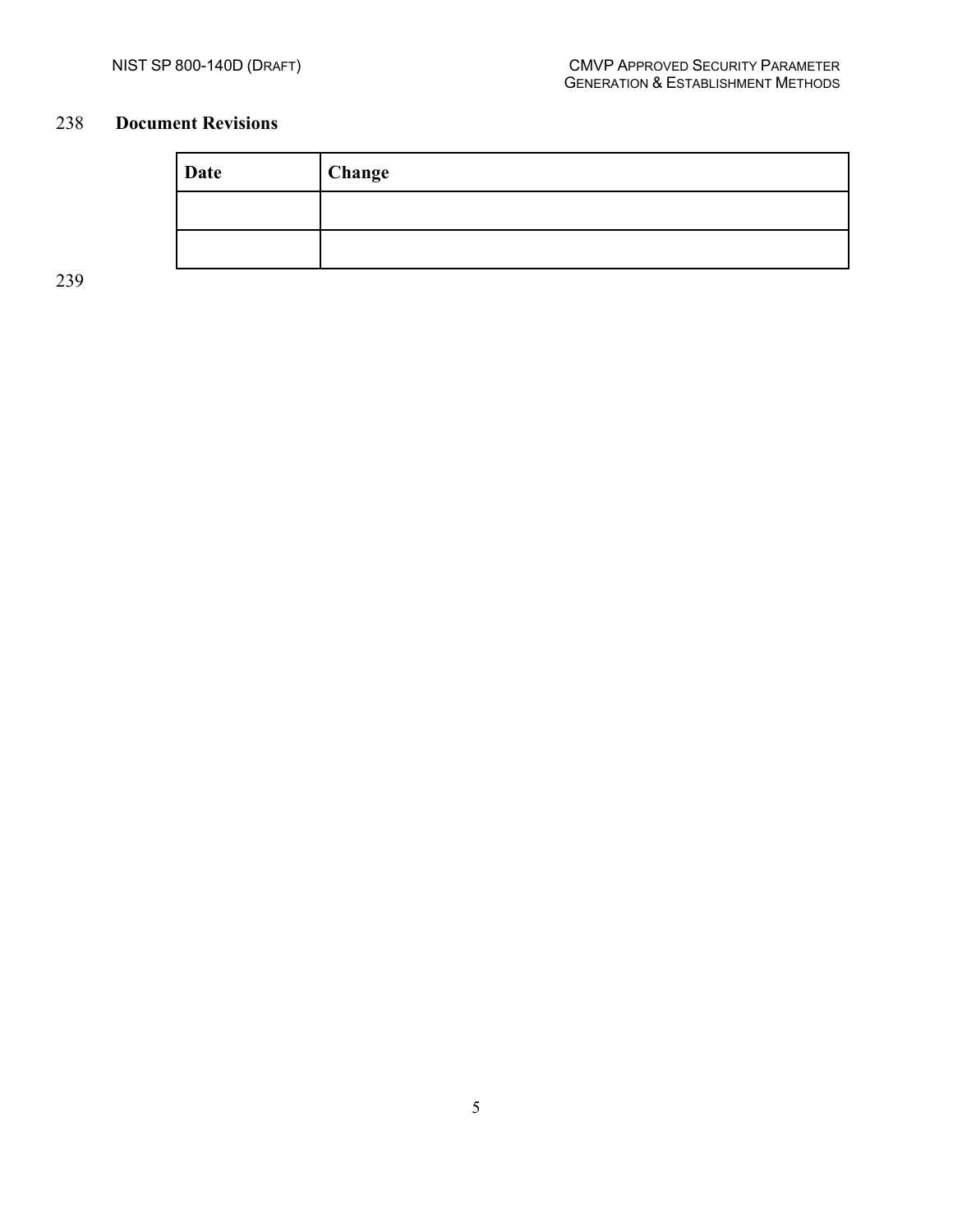## Document Revisions

| Date | Change |
| --- | --- |
| | |
| | |